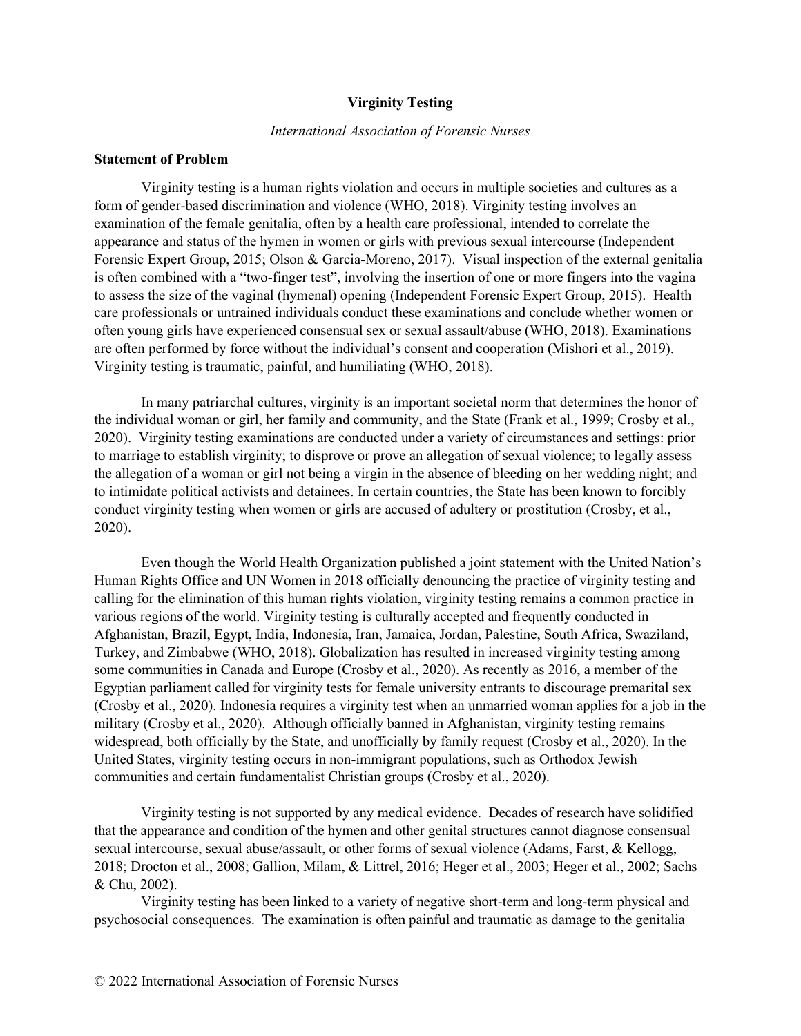# Virginity Testing

*International Association of Forensic Nurses*

## Statement of Problem

Virginity testing is a human rights violation and occurs in multiple societies and cultures as a form of gender-based discrimination and violence (WHO, 2018). Virginity testing involves an examination of the female genitalia, often by a health care professional, intended to correlate the appearance and status of the hymen in women or girls with previous sexual intercourse (Independent Forensic Expert Group, 2015; Olson & Garcia-Moreno, 2017). Visual inspection of the external genitalia is often combined with a "two-finger test", involving the insertion of one or more fingers into the vagina to assess the size of the vaginal (hymenal) opening (Independent Forensic Expert Group, 2015). Health care professionals or untrained individuals conduct these examinations and conclude whether women or often young girls have experienced consensual sex or sexual assault/abuse (WHO, 2018). Examinations are often performed by force without the individual's consent and cooperation (Mishori et al., 2019). Virginity testing is traumatic, painful, and humiliating (WHO, 2018).

In many patriarchal cultures, virginity is an important societal norm that determines the honor of the individual woman or girl, her family and community, and the State (Frank et al., 1999; Crosby et al., 2020). Virginity testing examinations are conducted under a variety of circumstances and settings: prior to marriage to establish virginity; to disprove or prove an allegation of sexual violence; to legally assess the allegation of a woman or girl not being a virgin in the absence of bleeding on her wedding night; and to intimidate political activists and detainees. In certain countries, the State has been known to forcibly conduct virginity testing when women or girls are accused of adultery or prostitution (Crosby, et al., 2020).

Even though the World Health Organization published a joint statement with the United Nation's Human Rights Office and UN Women in 2018 officially denouncing the practice of virginity testing and calling for the elimination of this human rights violation, virginity testing remains a common practice in various regions of the world. Virginity testing is culturally accepted and frequently conducted in Afghanistan, Brazil, Egypt, India, Indonesia, Iran, Jamaica, Jordan, Palestine, South Africa, Swaziland, Turkey, and Zimbabwe (WHO, 2018). Globalization has resulted in increased virginity testing among some communities in Canada and Europe (Crosby et al., 2020). As recently as 2016, a member of the Egyptian parliament called for virginity tests for female university entrants to discourage premarital sex (Crosby et al., 2020). Indonesia requires a virginity test when an unmarried woman applies for a job in the military (Crosby et al., 2020). Although officially banned in Afghanistan, virginity testing remains widespread, both officially by the State, and unofficially by family request (Crosby et al., 2020). In the United States, virginity testing occurs in non-immigrant populations, such as Orthodox Jewish communities and certain fundamentalist Christian groups (Crosby et al., 2020).

Virginity testing is not supported by any medical evidence. Decades of research have solidified that the appearance and condition of the hymen and other genital structures cannot diagnose consensual sexual intercourse, sexual abuse/assault, or other forms of sexual violence (Adams, Farst, & Kellogg, 2018; Drocton et al., 2008; Gallion, Milam, & Littrel, 2016; Heger et al., 2003; Heger et al., 2002; Sachs & Chu, 2002).

Virginity testing has been linked to a variety of negative short-term and long-term physical and psychosocial consequences. The examination is often painful and traumatic as damage to the genitalia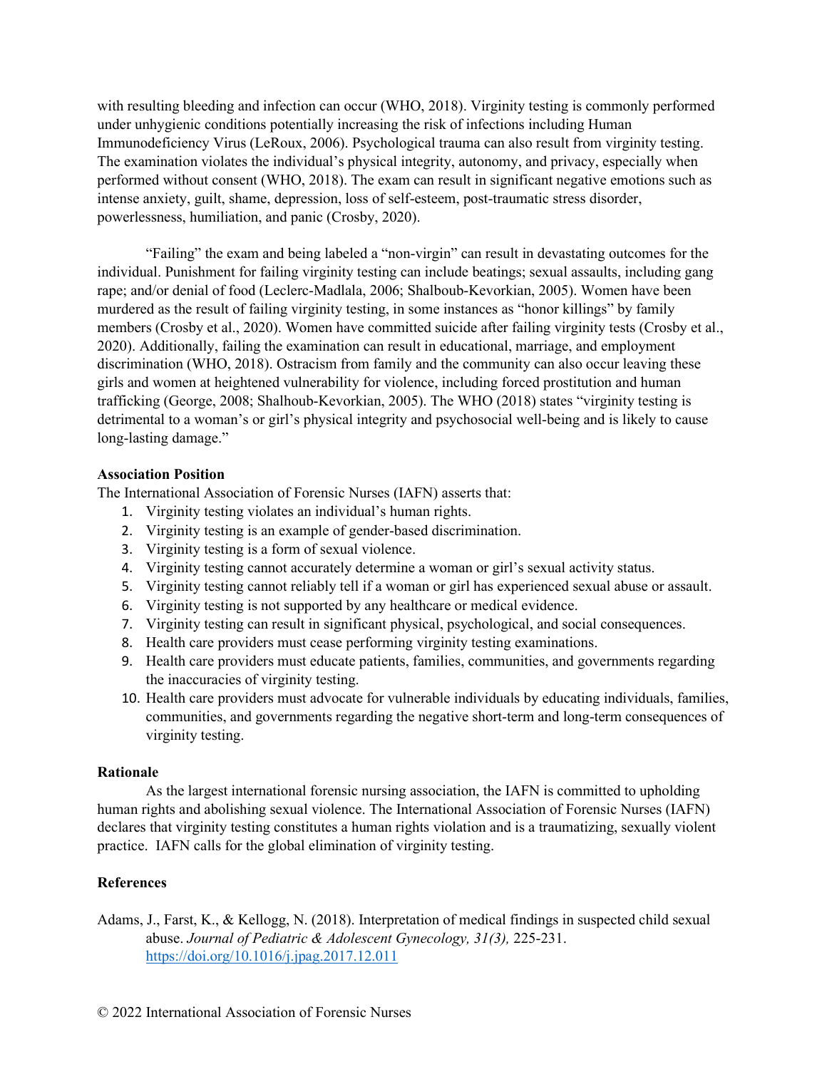with resulting bleeding and infection can occur (WHO, 2018). Virginity testing is commonly performed under unhygienic conditions potentially increasing the risk of infections including Human Immunodeficiency Virus (LeRoux, 2006). Psychological trauma can also result from virginity testing. The examination violates the individual's physical integrity, autonomy, and privacy, especially when performed without consent (WHO, 2018). The exam can result in significant negative emotions such as intense anxiety, guilt, shame, depression, loss of self-esteem, post-traumatic stress disorder, powerlessness, humiliation, and panic (Crosby, 2020).

"Failing" the exam and being labeled a "non-virgin" can result in devastating outcomes for the individual. Punishment for failing virginity testing can include beatings; sexual assaults, including gang rape; and/or denial of food (Leclerc-Madlala, 2006; Shalboub-Kevorkian, 2005). Women have been murdered as the result of failing virginity testing, in some instances as "honor killings" by family members (Crosby et al., 2020). Women have committed suicide after failing virginity tests (Crosby et al., 2020). Additionally, failing the examination can result in educational, marriage, and employment discrimination (WHO, 2018). Ostracism from family and the community can also occur leaving these girls and women at heightened vulnerability for violence, including forced prostitution and human trafficking (George, 2008; Shalhoub-Kevorkian, 2005). The WHO (2018) states "virginity testing is detrimental to a woman's or girl's physical integrity and psychosocial well-being and is likely to cause long-lasting damage."

**Association Position**

The International Association of Forensic Nurses (IAFN) asserts that:

1. Virginity testing violates an individual's human rights.
2. Virginity testing is an example of gender-based discrimination.
3. Virginity testing is a form of sexual violence.
4. Virginity testing cannot accurately determine a woman or girl's sexual activity status.
5. Virginity testing cannot reliably tell if a woman or girl has experienced sexual abuse or assault.
6. Virginity testing is not supported by any healthcare or medical evidence.
7. Virginity testing can result in significant physical, psychological, and social consequences.
8. Health care providers must cease performing virginity testing examinations.
9. Health care providers must educate patients, families, communities, and governments regarding the inaccuracies of virginity testing.
10. Health care providers must advocate for vulnerable individuals by educating individuals, families, communities, and governments regarding the negative short-term and long-term consequences of virginity testing.

**Rationale**

As the largest international forensic nursing association, the IAFN is committed to upholding human rights and abolishing sexual violence. The International Association of Forensic Nurses (IAFN) declares that virginity testing constitutes a human rights violation and is a traumatizing, sexually violent practice. IAFN calls for the global elimination of virginity testing.

**References**

Adams, J., Farst, K., & Kellogg, N. (2018). Interpretation of medical findings in suspected child sexual abuse. *Journal of Pediatric & Adolescent Gynecology, 31(3),* 225-231. https://doi.org/10.1016/j.jpag.2017.12.011

© 2022 International Association of Forensic Nurses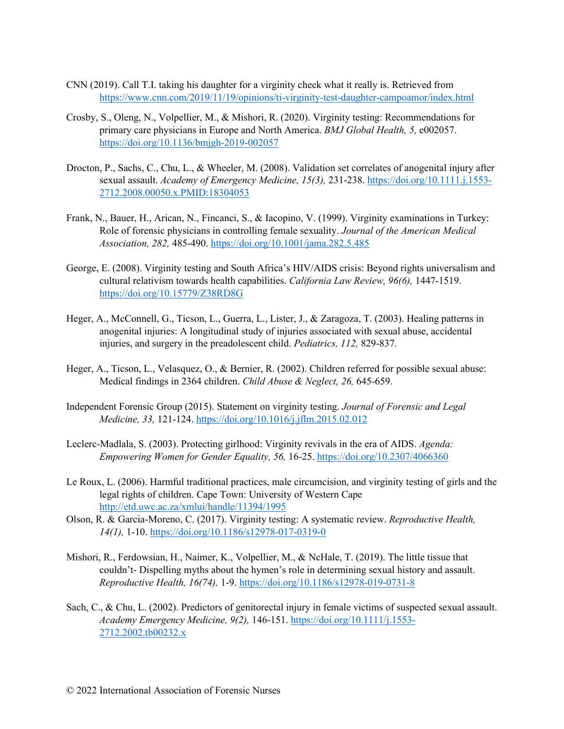CNN (2019). Call T.I. taking his daughter for a virginity check what it really is. Retrieved from https://www.cnn.com/2019/11/19/opinions/ti-virginity-test-daughter-campoamor/index.html

Crosby, S., Oleng, N., Volpellier, M., & Mishori, R. (2020). Virginity testing: Recommendations for primary care physicians in Europe and North America. *BMJ Global Health, 5,* e002057. https://doi.org/10.1136/bmjgh-2019-002057

Drocton, P., Sachs, C., Chu, L., & Wheeler, M. (2008). Validation set correlates of anogenital injury after sexual assault. *Academy of Emergency Medicine, 15(3),* 231-238. https://doi.org/10.1111/j.1553-2712.2008.00050.x.PMID:18304053

Frank, N., Bauer, H., Arican, N., Fincanci, S., & Iacopino, V. (1999). Virginity examinations in Turkey: Role of forensic physicians in controlling female sexuality. *Journal of the American Medical Association, 282,* 485-490. https://doi.org/10.1001/jama.282.5.485

George, E. (2008). Virginity testing and South Africa's HIV/AIDS crisis: Beyond rights universalism and cultural relativism towards health capabilities. *California Law Review, 96(6),* 1447-1519. https://doi.org/10.15779/Z38RD8G

Heger, A., McConnell, G., Ticson, L., Guerra, L., Lister, J., & Zaragoza, T. (2003). Healing patterns in anogenital injuries: A longitudinal study of injuries associated with sexual abuse, accidental injuries, and surgery in the preadolescent child. *Pediatrics, 112,* 829-837.

Heger, A., Ticson, L., Velasquez, O., & Bernier, R. (2002). Children referred for possible sexual abuse: Medical findings in 2364 children. *Child Abuse & Neglect, 26,* 645-659.

Independent Forensic Group (2015). Statement on virginity testing. *Journal of Forensic and Legal Medicine, 33,* 121-124. https://doi.org/10.1016/j.jflm.2015.02.012

Leclerc-Madlala, S. (2003). Protecting girlhood: Virginity revivals in the era of AIDS. *Agenda: Empowering Women for Gender Equality, 56,* 16-25. https://doi.org/10.2307/4066360

Le Roux, L. (2006). Harmful traditional practices, male circumcision, and virginity testing of girls and the legal rights of children. Cape Town: University of Western Cape http://etd.uwc.ac.za/xmlui/handle/11394/1995

Olson, R. & Garcia-Moreno, C. (2017). Virginity testing: A systematic review. *Reproductive Health, 14(1),* 1-10. https://doi.org/10.1186/s12978-017-0319-0

Mishori, R., Ferdowsian, H., Naimer, K., Volpellier, M., & NcHale, T. (2019). The little tissue that couldn't- Dispelling myths about the hymen's role in determining sexual history and assault. *Reproductive Health, 16(74),* 1-9. https://doi.org/10.1186/s12978-019-0731-8

Sach, C., & Chu, L. (2002). Predictors of genitorectal injury in female victims of suspected sexual assault. *Academy Emergency Medicine, 9(2),* 146-151. https://doi.org/10.1111/j.1553-2712.2002.tb00232.x

© 2022 International Association of Forensic Nurses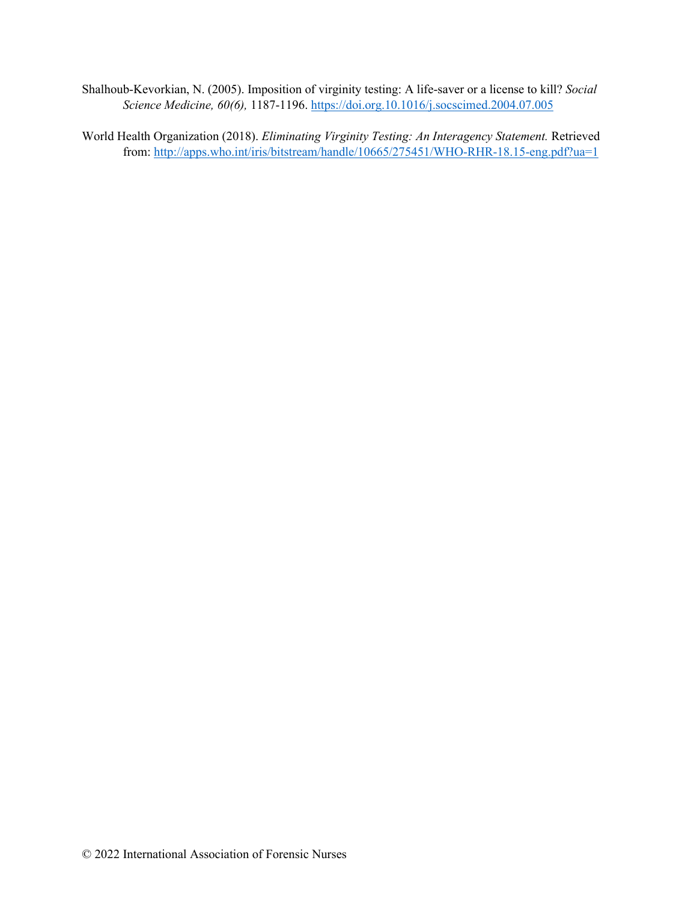Shalhoub-Kevorkian, N. (2005). Imposition of virginity testing: A life-saver or a license to kill? *Social Science Medicine, 60(6),* 1187-1196. https://doi.org.10.1016/j.socscimed.2004.07.005

World Health Organization (2018). *Eliminating Virginity Testing: An Interagency Statement.* Retrieved from: http://apps.who.int/iris/bitstream/handle/10665/275451/WHO-RHR-18.15-eng.pdf?ua=1

© 2022 International Association of Forensic Nurses